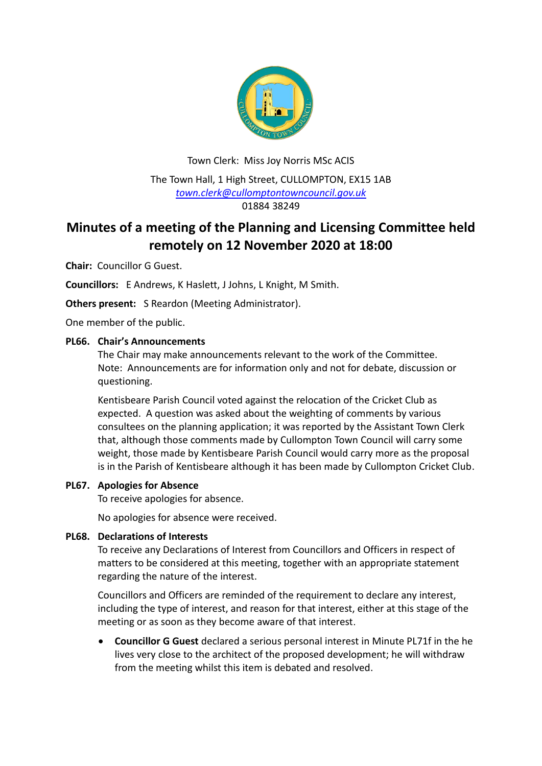Town Clerk: Miss Joy Norris MSc ACIS

The Town Hall, 1 High Street, CULLOMPTON, EX15 1AB
town.clerk@cullomptontowncouncil.gov.uk
01884 38249

# Minutes of a meeting of the Planning and Licensing Committee held remotely on 12 November 2020 at 18:00

**Chair:** Councillor G Guest.

**Councillors:** E Andrews, K Haslett, J Johns, L Knight, M Smith.

**Others present:** S Reardon (Meeting Administrator).

One member of the public.

**PL66. Chair's Announcements**

The Chair may make announcements relevant to the work of the Committee. Note: Announcements are for information only and not for debate, discussion or questioning.

Kentisbeare Parish Council voted against the relocation of the Cricket Club as expected. A question was asked about the weighting of comments by various consultees on the planning application; it was reported by the Assistant Town Clerk that, although those comments made by Cullompton Town Council will carry some weight, those made by Kentisbeare Parish Council would carry more as the proposal is in the Parish of Kentisbeare although it has been made by Cullompton Cricket Club.

**PL67. Apologies for Absence**

To receive apologies for absence.

No apologies for absence were received.

**PL68. Declarations of Interests**

To receive any Declarations of Interest from Councillors and Officers in respect of matters to be considered at this meeting, together with an appropriate statement regarding the nature of the interest.

Councillors and Officers are reminded of the requirement to declare any interest, including the type of interest, and reason for that interest, either at this stage of the meeting or as soon as they become aware of that interest.

- **Councillor G Guest** declared a serious personal interest in Minute PL71f in the he lives very close to the architect of the proposed development; he will withdraw from the meeting whilst this item is debated and resolved.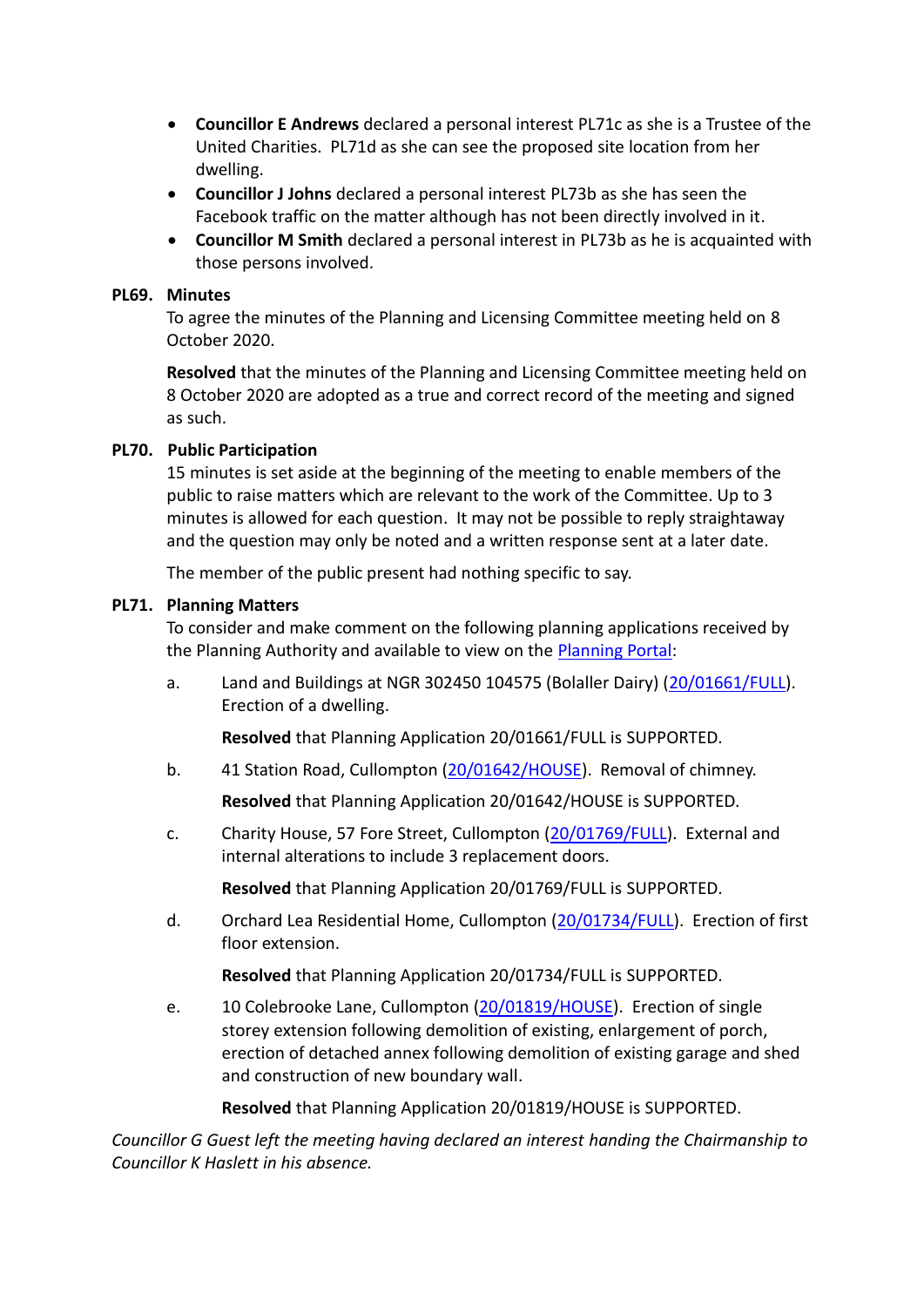- **Councillor E Andrews** declared a personal interest PL71c as she is a Trustee of the United Charities. PL71d as she can see the proposed site location from her dwelling.
- **Councillor J Johns** declared a personal interest PL73b as she has seen the Facebook traffic on the matter although has not been directly involved in it.
- **Councillor M Smith** declared a personal interest in PL73b as he is acquainted with those persons involved.

**PL69. Minutes**

To agree the minutes of the Planning and Licensing Committee meeting held on 8 October 2020.

**Resolved** that the minutes of the Planning and Licensing Committee meeting held on 8 October 2020 are adopted as a true and correct record of the meeting and signed as such.

**PL70. Public Participation**

15 minutes is set aside at the beginning of the meeting to enable members of the public to raise matters which are relevant to the work of the Committee. Up to 3 minutes is allowed for each question. It may not be possible to reply straightaway and the question may only be noted and a written response sent at a later date.

The member of the public present had nothing specific to say.

**PL71. Planning Matters**

To consider and make comment on the following planning applications received by the Planning Authority and available to view on the Planning Portal:

a. Land and Buildings at NGR 302450 104575 (Bolaller Dairy) (20/01661/FULL). Erection of a dwelling.

   **Resolved** that Planning Application 20/01661/FULL is SUPPORTED.

b. 41 Station Road, Cullompton (20/01642/HOUSE). Removal of chimney.

   **Resolved** that Planning Application 20/01642/HOUSE is SUPPORTED.

c. Charity House, 57 Fore Street, Cullompton (20/01769/FULL). External and internal alterations to include 3 replacement doors.

   **Resolved** that Planning Application 20/01769/FULL is SUPPORTED.

d. Orchard Lea Residential Home, Cullompton (20/01734/FULL). Erection of first floor extension.

   **Resolved** that Planning Application 20/01734/FULL is SUPPORTED.

e. 10 Colebrooke Lane, Cullompton (20/01819/HOUSE). Erection of single storey extension following demolition of existing, enlargement of porch, erection of detached annex following demolition of existing garage and shed and construction of new boundary wall.

   **Resolved** that Planning Application 20/01819/HOUSE is SUPPORTED.

*Councillor G Guest left the meeting having declared an interest handing the Chairmanship to Councillor K Haslett in his absence.*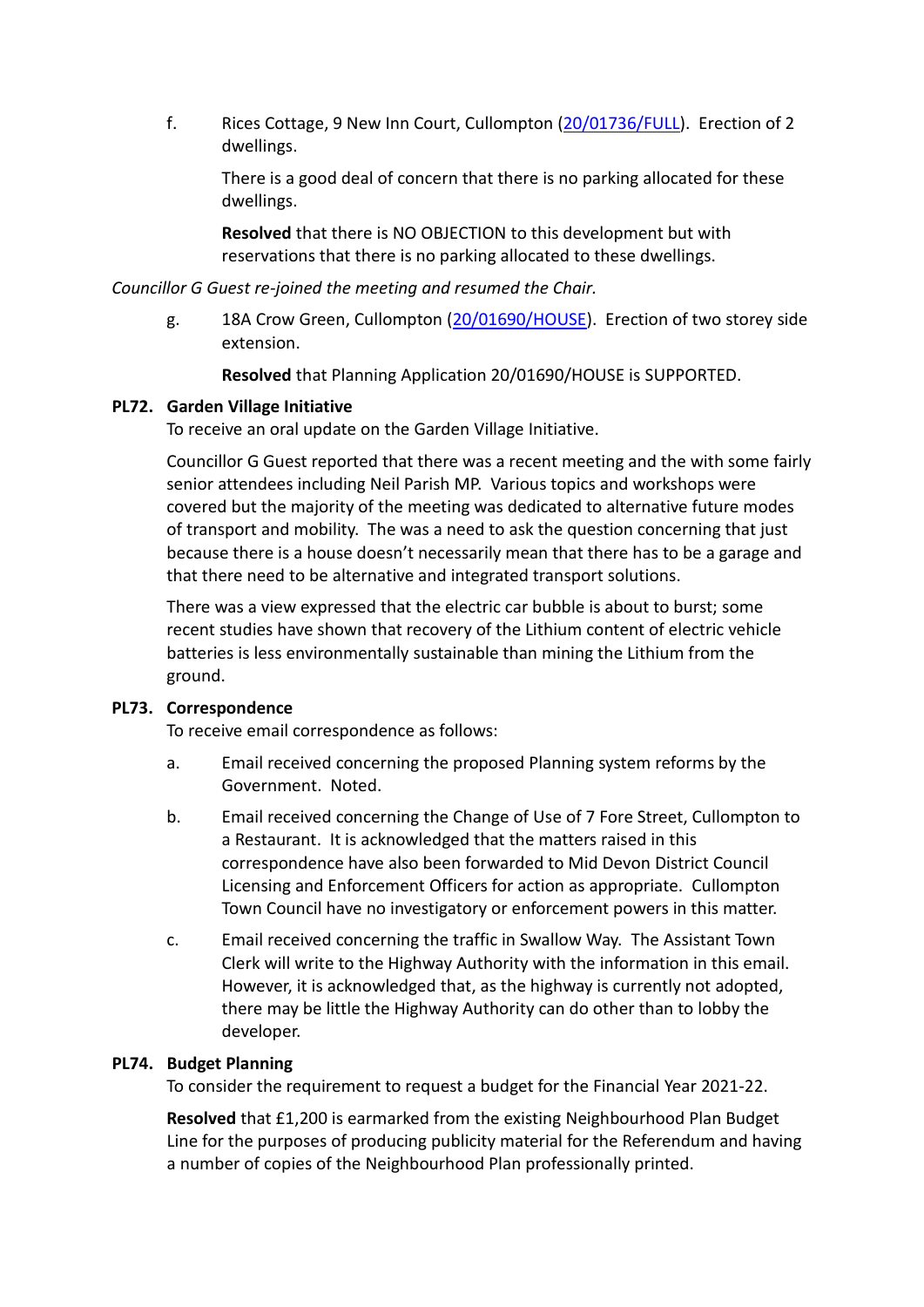f. Rices Cottage, 9 New Inn Court, Cullompton (20/01736/FULL). Erection of 2 dwellings.

   There is a good deal of concern that there is no parking allocated for these dwellings.

   **Resolved** that there is NO OBJECTION to this development but with reservations that there is no parking allocated to these dwellings.

*Councillor G Guest re-joined the meeting and resumed the Chair.*

g. 18A Crow Green, Cullompton (20/01690/HOUSE). Erection of two storey side extension.

   **Resolved** that Planning Application 20/01690/HOUSE is SUPPORTED.

**PL72. Garden Village Initiative**

To receive an oral update on the Garden Village Initiative.

Councillor G Guest reported that there was a recent meeting and the with some fairly senior attendees including Neil Parish MP. Various topics and workshops were covered but the majority of the meeting was dedicated to alternative future modes of transport and mobility. The was a need to ask the question concerning that just because there is a house doesn't necessarily mean that there has to be a garage and that there need to be alternative and integrated transport solutions.

There was a view expressed that the electric car bubble is about to burst; some recent studies have shown that recovery of the Lithium content of electric vehicle batteries is less environmentally sustainable than mining the Lithium from the ground.

**PL73. Correspondence**

To receive email correspondence as follows:

a. Email received concerning the proposed Planning system reforms by the Government. Noted.

b. Email received concerning the Change of Use of 7 Fore Street, Cullompton to a Restaurant. It is acknowledged that the matters raised in this correspondence have also been forwarded to Mid Devon District Council Licensing and Enforcement Officers for action as appropriate. Cullompton Town Council have no investigatory or enforcement powers in this matter.

c. Email received concerning the traffic in Swallow Way. The Assistant Town Clerk will write to the Highway Authority with the information in this email. However, it is acknowledged that, as the highway is currently not adopted, there may be little the Highway Authority can do other than to lobby the developer.

**PL74. Budget Planning**

To consider the requirement to request a budget for the Financial Year 2021-22.

**Resolved** that £1,200 is earmarked from the existing Neighbourhood Plan Budget Line for the purposes of producing publicity material for the Referendum and having a number of copies of the Neighbourhood Plan professionally printed.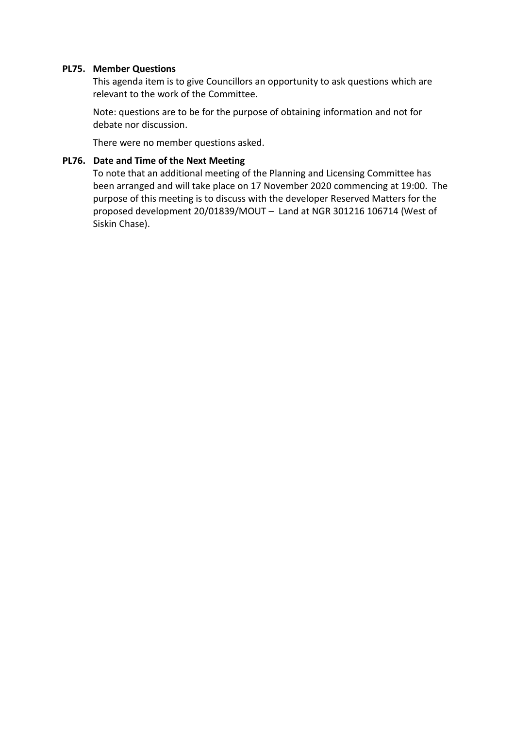### PL75. Member Questions

This agenda item is to give Councillors an opportunity to ask questions which are relevant to the work of the Committee.

Note: questions are to be for the purpose of obtaining information and not for debate nor discussion.

There were no member questions asked.

### PL76. Date and Time of the Next Meeting

To note that an additional meeting of the Planning and Licensing Committee has been arranged and will take place on 17 November 2020 commencing at 19:00. The purpose of this meeting is to discuss with the developer Reserved Matters for the proposed development 20/01839/MOUT – Land at NGR 301216 106714 (West of Siskin Chase).